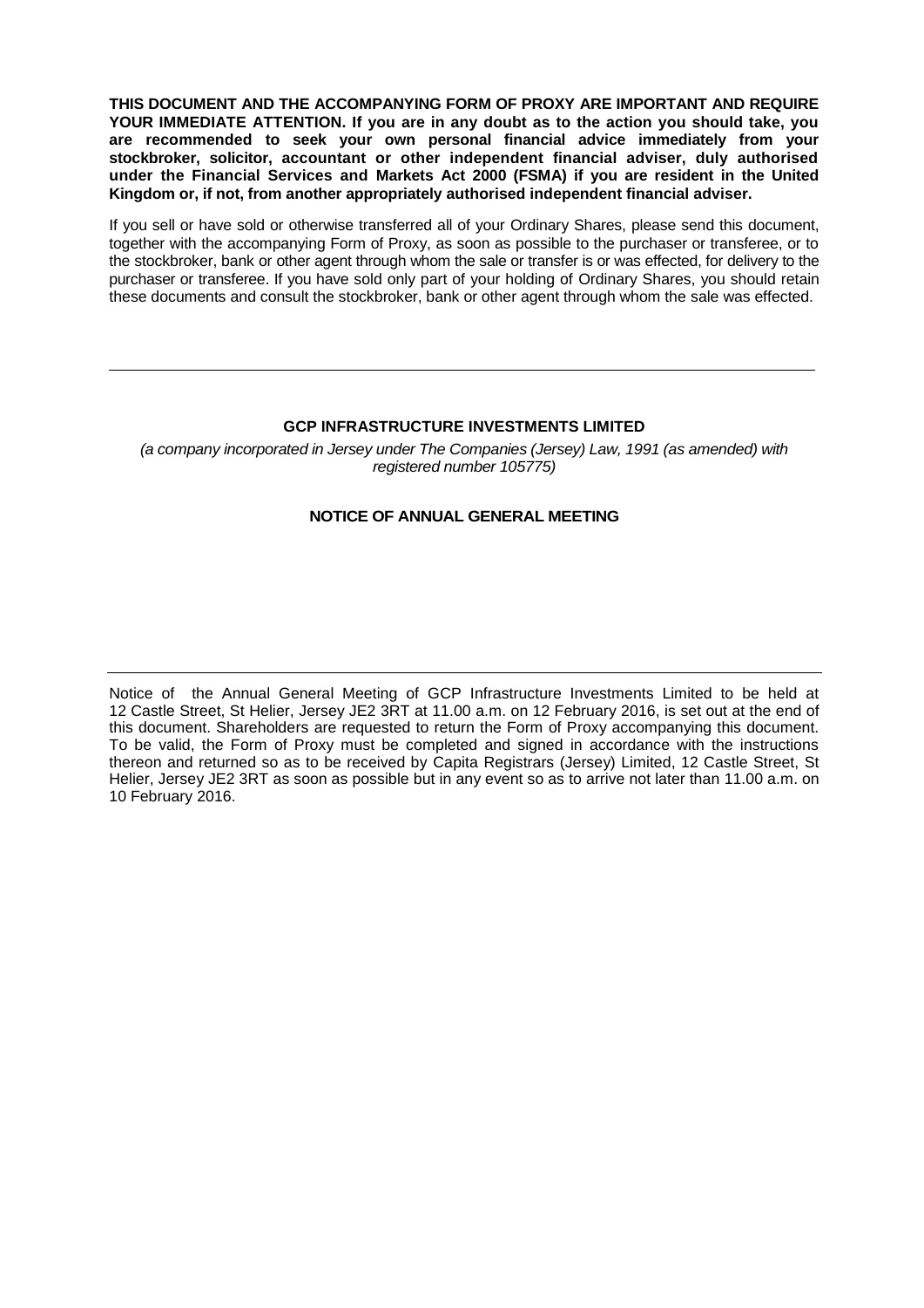**THIS DOCUMENT AND THE ACCOMPANYING FORM OF PROXY ARE IMPORTANT AND REQUIRE YOUR IMMEDIATE ATTENTION. If you are in any doubt as to the action you should take, you are recommended to seek your own personal financial advice immediately from your stockbroker, solicitor, accountant or other independent financial adviser, duly authorised under the Financial Services and Markets Act 2000 (FSMA) if you are resident in the United Kingdom or, if not, from another appropriately authorised independent financial adviser.**

If you sell or have sold or otherwise transferred all of your Ordinary Shares, please send this document, together with the accompanying Form of Proxy, as soon as possible to the purchaser or transferee, or to the stockbroker, bank or other agent through whom the sale or transfer is or was effected, for delivery to the purchaser or transferee. If you have sold only part of your holding of Ordinary Shares, you should retain these documents and consult the stockbroker, bank or other agent through whom the sale was effected.

---

**GCP INFRASTRUCTURE INVESTMENTS LIMITED**

*(a company incorporated in Jersey under The Companies (Jersey) Law, 1991 (as amended) with registered number 105775)*

**NOTICE OF ANNUAL GENERAL MEETING**

---

Notice of the Annual General Meeting of GCP Infrastructure Investments Limited to be held at 12 Castle Street, St Helier, Jersey JE2 3RT at 11.00 a.m. on 12 February 2016, is set out at the end of this document. Shareholders are requested to return the Form of Proxy accompanying this document. To be valid, the Form of Proxy must be completed and signed in accordance with the instructions thereon and returned so as to be received by Capita Registrars (Jersey) Limited, 12 Castle Street, St Helier, Jersey JE2 3RT as soon as possible but in any event so as to arrive not later than 11.00 a.m. on 10 February 2016.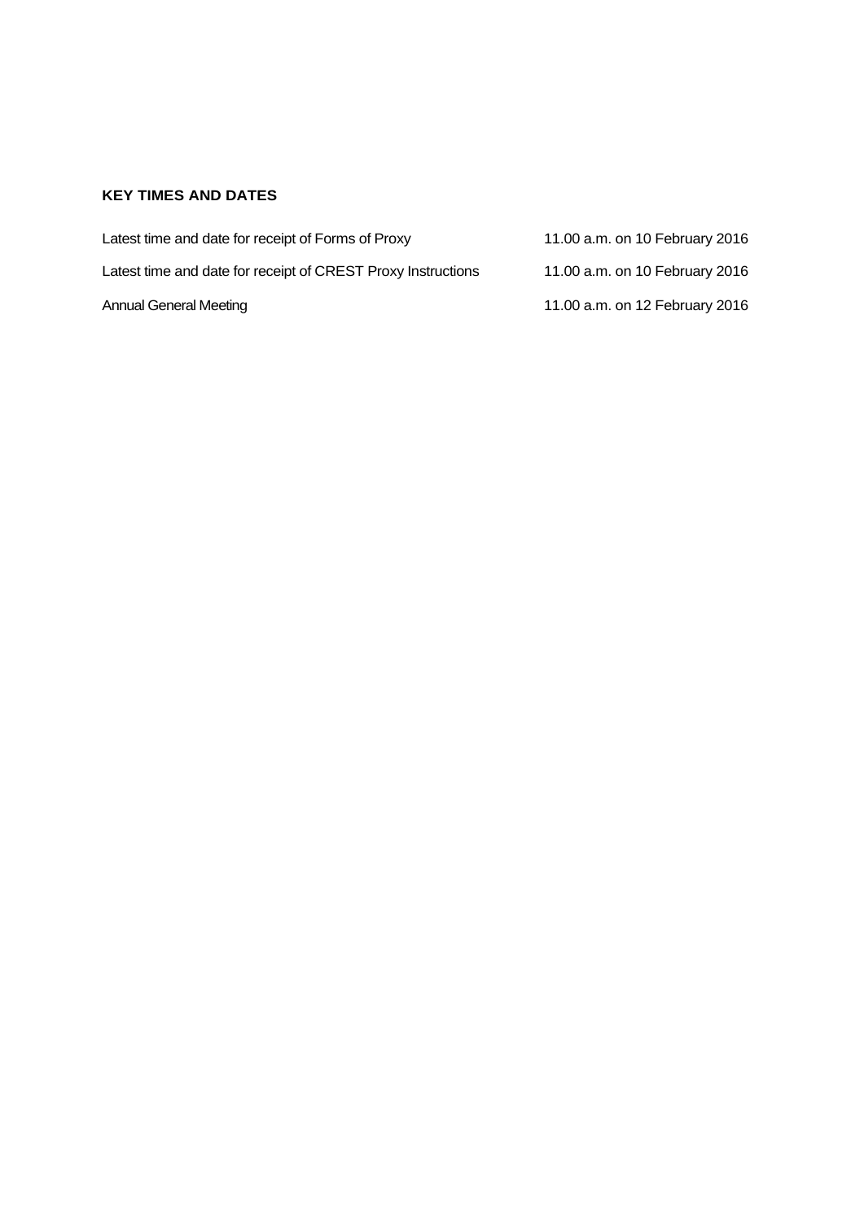## KEY TIMES AND DATES

| | |
|---|---|
| Latest time and date for receipt of Forms of Proxy | 11.00 a.m. on 10 February 2016 |
| Latest time and date for receipt of CREST Proxy Instructions | 11.00 a.m. on 10 February 2016 |
| Annual General Meeting | 11.00 a.m. on 12 February 2016 |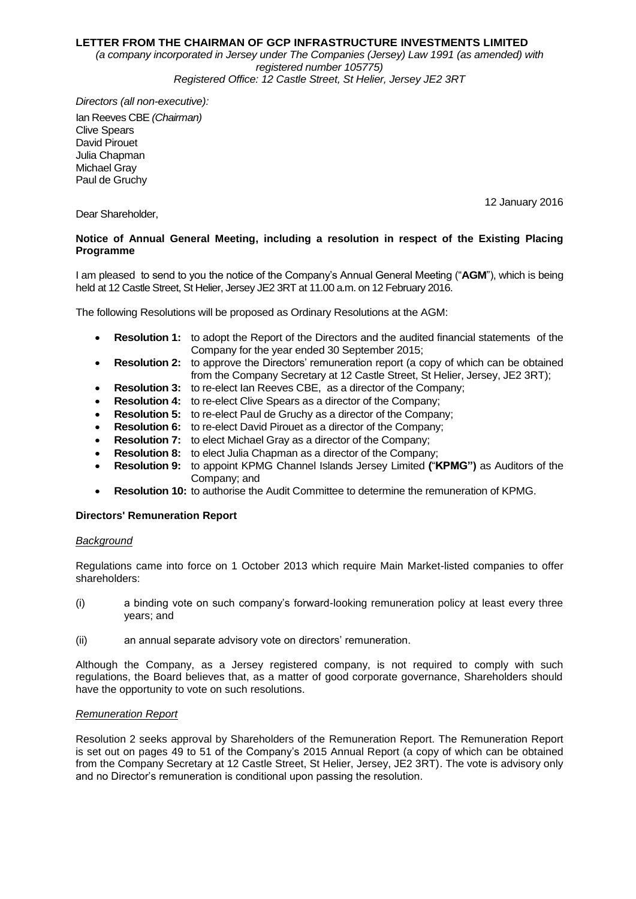**LETTER FROM THE CHAIRMAN OF GCP INFRASTRUCTURE INVESTMENTS LIMITED**

*(a company incorporated in Jersey under The Companies (Jersey) Law 1991 (as amended) with registered number 105775)*
*Registered Office: 12 Castle Street, St Helier, Jersey JE2 3RT*

*Directors (all non-executive):*

Ian Reeves CBE *(Chairman)*
Clive Spears
David Pirouet
Julia Chapman
Michael Gray
Paul de Gruchy

12 January 2016

Dear Shareholder,

**Notice of Annual General Meeting, including a resolution in respect of the Existing Placing Programme**

I am pleased to send to you the notice of the Company's Annual General Meeting ("**AGM**"), which is being held at 12 Castle Street, St Helier, Jersey JE2 3RT at 11.00 a.m. on 12 February 2016.

The following Resolutions will be proposed as Ordinary Resolutions at the AGM:

- **Resolution 1:** to adopt the Report of the Directors and the audited financial statements of the Company for the year ended 30 September 2015;
- **Resolution 2:** to approve the Directors' remuneration report (a copy of which can be obtained from the Company Secretary at 12 Castle Street, St Helier, Jersey, JE2 3RT);
- **Resolution 3:** to re-elect Ian Reeves CBE, as a director of the Company;
- **Resolution 4:** to re-elect Clive Spears as a director of the Company;
- **Resolution 5:** to re-elect Paul de Gruchy as a director of the Company;
- **Resolution 6:** to re-elect David Pirouet as a director of the Company;
- **Resolution 7:** to elect Michael Gray as a director of the Company;
- **Resolution 8:** to elect Julia Chapman as a director of the Company;
- **Resolution 9:** to appoint KPMG Channel Islands Jersey Limited **(**"**KPMG")** as Auditors of the Company; and
- **Resolution 10:** to authorise the Audit Committee to determine the remuneration of KPMG.

**Directors' Remuneration Report**

*Background*

Regulations came into force on 1 October 2013 which require Main Market-listed companies to offer shareholders:

(i) a binding vote on such company's forward-looking remuneration policy at least every three years; and

(ii) an annual separate advisory vote on directors' remuneration.

Although the Company, as a Jersey registered company, is not required to comply with such regulations, the Board believes that, as a matter of good corporate governance, Shareholders should have the opportunity to vote on such resolutions.

*Remuneration Report*

Resolution 2 seeks approval by Shareholders of the Remuneration Report. The Remuneration Report is set out on pages 49 to 51 of the Company's 2015 Annual Report (a copy of which can be obtained from the Company Secretary at 12 Castle Street, St Helier, Jersey, JE2 3RT). The vote is advisory only and no Director's remuneration is conditional upon passing the resolution.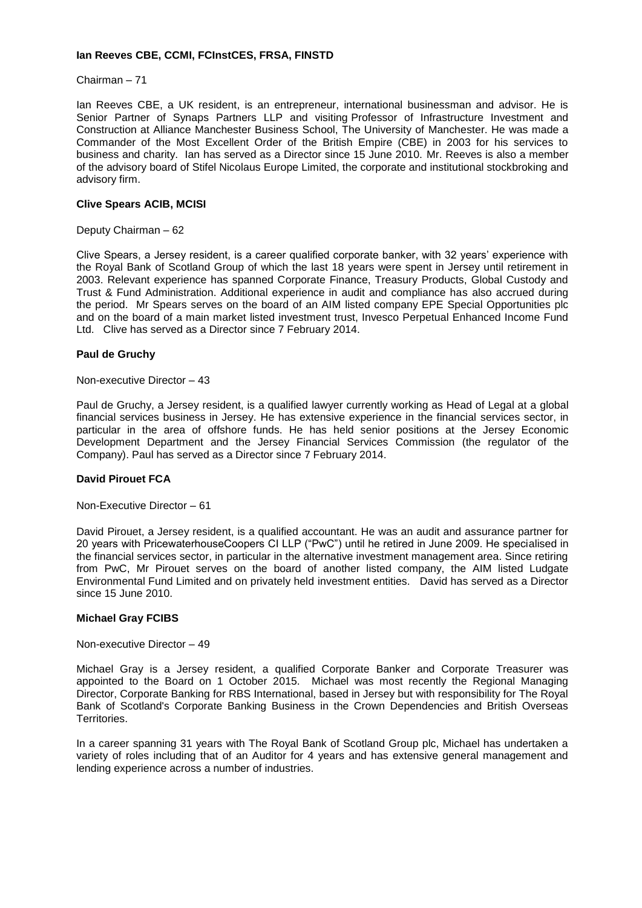**Ian Reeves CBE, CCMI, FCInstCES, FRSA, FINSTD**

Chairman – 71

Ian Reeves CBE, a UK resident, is an entrepreneur, international businessman and advisor. He is Senior Partner of Synaps Partners LLP and visiting Professor of Infrastructure Investment and Construction at Alliance Manchester Business School, The University of Manchester. He was made a Commander of the Most Excellent Order of the British Empire (CBE) in 2003 for his services to business and charity. Ian has served as a Director since 15 June 2010. Mr. Reeves is also a member of the advisory board of Stifel Nicolaus Europe Limited, the corporate and institutional stockbroking and advisory firm.

**Clive Spears ACIB, MCISI**

Deputy Chairman – 62

Clive Spears, a Jersey resident, is a career qualified corporate banker, with 32 years' experience with the Royal Bank of Scotland Group of which the last 18 years were spent in Jersey until retirement in 2003. Relevant experience has spanned Corporate Finance, Treasury Products, Global Custody and Trust & Fund Administration. Additional experience in audit and compliance has also accrued during the period. Mr Spears serves on the board of an AIM listed company EPE Special Opportunities plc and on the board of a main market listed investment trust, Invesco Perpetual Enhanced Income Fund Ltd. Clive has served as a Director since 7 February 2014.

**Paul de Gruchy**

Non-executive Director – 43

Paul de Gruchy, a Jersey resident, is a qualified lawyer currently working as Head of Legal at a global financial services business in Jersey. He has extensive experience in the financial services sector, in particular in the area of offshore funds. He has held senior positions at the Jersey Economic Development Department and the Jersey Financial Services Commission (the regulator of the Company). Paul has served as a Director since 7 February 2014.

**David Pirouet FCA**

Non-Executive Director – 61

David Pirouet, a Jersey resident, is a qualified accountant. He was an audit and assurance partner for 20 years with PricewaterhouseCoopers CI LLP ("PwC") until he retired in June 2009. He specialised in the financial services sector, in particular in the alternative investment management area. Since retiring from PwC, Mr Pirouet serves on the board of another listed company, the AIM listed Ludgate Environmental Fund Limited and on privately held investment entities. David has served as a Director since 15 June 2010.

**Michael Gray FCIBS**

Non-executive Director – 49

Michael Gray is a Jersey resident, a qualified Corporate Banker and Corporate Treasurer was appointed to the Board on 1 October 2015. Michael was most recently the Regional Managing Director, Corporate Banking for RBS International, based in Jersey but with responsibility for The Royal Bank of Scotland's Corporate Banking Business in the Crown Dependencies and British Overseas Territories.

In a career spanning 31 years with The Royal Bank of Scotland Group plc, Michael has undertaken a variety of roles including that of an Auditor for 4 years and has extensive general management and lending experience across a number of industries.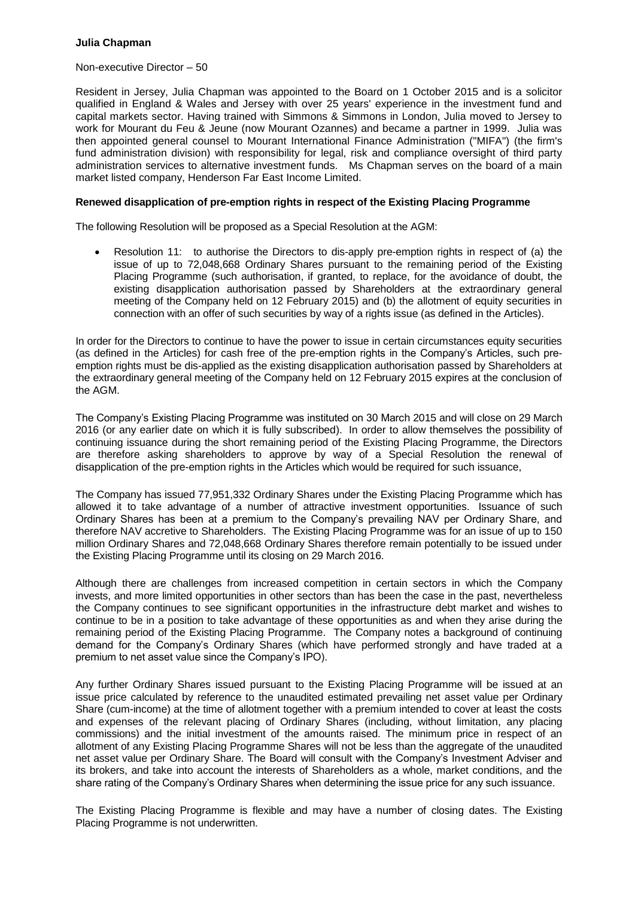**Julia Chapman**

Non-executive Director – 50

Resident in Jersey, Julia Chapman was appointed to the Board on 1 October 2015 and is a solicitor qualified in England & Wales and Jersey with over 25 years' experience in the investment fund and capital markets sector. Having trained with Simmons & Simmons in London, Julia moved to Jersey to work for Mourant du Feu & Jeune (now Mourant Ozannes) and became a partner in 1999. Julia was then appointed general counsel to Mourant International Finance Administration ("MIFA") (the firm's fund administration division) with responsibility for legal, risk and compliance oversight of third party administration services to alternative investment funds. Ms Chapman serves on the board of a main market listed company, Henderson Far East Income Limited.

**Renewed disapplication of pre-emption rights in respect of the Existing Placing Programme**

The following Resolution will be proposed as a Special Resolution at the AGM:

- Resolution 11: to authorise the Directors to dis-apply pre-emption rights in respect of (a) the issue of up to 72,048,668 Ordinary Shares pursuant to the remaining period of the Existing Placing Programme (such authorisation, if granted, to replace, for the avoidance of doubt, the existing disapplication authorisation passed by Shareholders at the extraordinary general meeting of the Company held on 12 February 2015) and (b) the allotment of equity securities in connection with an offer of such securities by way of a rights issue (as defined in the Articles).

In order for the Directors to continue to have the power to issue in certain circumstances equity securities (as defined in the Articles) for cash free of the pre-emption rights in the Company's Articles, such pre-emption rights must be dis-applied as the existing disapplication authorisation passed by Shareholders at the extraordinary general meeting of the Company held on 12 February 2015 expires at the conclusion of the AGM.

The Company's Existing Placing Programme was instituted on 30 March 2015 and will close on 29 March 2016 (or any earlier date on which it is fully subscribed). In order to allow themselves the possibility of continuing issuance during the short remaining period of the Existing Placing Programme, the Directors are therefore asking shareholders to approve by way of a Special Resolution the renewal of disapplication of the pre-emption rights in the Articles which would be required for such issuance,

The Company has issued 77,951,332 Ordinary Shares under the Existing Placing Programme which has allowed it to take advantage of a number of attractive investment opportunities. Issuance of such Ordinary Shares has been at a premium to the Company's prevailing NAV per Ordinary Share, and therefore NAV accretive to Shareholders. The Existing Placing Programme was for an issue of up to 150 million Ordinary Shares and 72,048,668 Ordinary Shares therefore remain potentially to be issued under the Existing Placing Programme until its closing on 29 March 2016.

Although there are challenges from increased competition in certain sectors in which the Company invests, and more limited opportunities in other sectors than has been the case in the past, nevertheless the Company continues to see significant opportunities in the infrastructure debt market and wishes to continue to be in a position to take advantage of these opportunities as and when they arise during the remaining period of the Existing Placing Programme. The Company notes a background of continuing demand for the Company's Ordinary Shares (which have performed strongly and have traded at a premium to net asset value since the Company's IPO).

Any further Ordinary Shares issued pursuant to the Existing Placing Programme will be issued at an issue price calculated by reference to the unaudited estimated prevailing net asset value per Ordinary Share (cum-income) at the time of allotment together with a premium intended to cover at least the costs and expenses of the relevant placing of Ordinary Shares (including, without limitation, any placing commissions) and the initial investment of the amounts raised. The minimum price in respect of an allotment of any Existing Placing Programme Shares will not be less than the aggregate of the unaudited net asset value per Ordinary Share. The Board will consult with the Company's Investment Adviser and its brokers, and take into account the interests of Shareholders as a whole, market conditions, and the share rating of the Company's Ordinary Shares when determining the issue price for any such issuance.

The Existing Placing Programme is flexible and may have a number of closing dates. The Existing Placing Programme is not underwritten.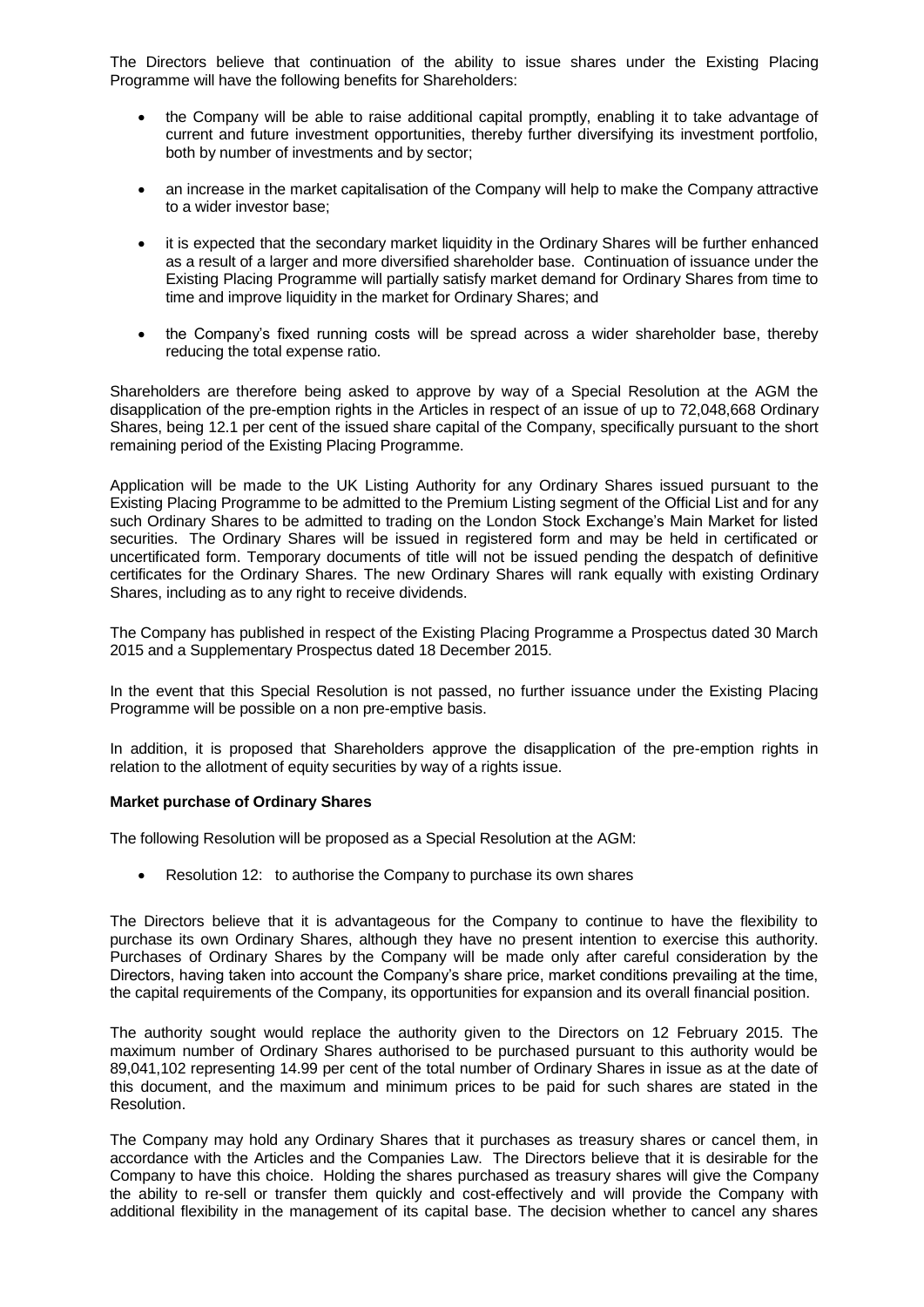The Directors believe that continuation of the ability to issue shares under the Existing Placing Programme will have the following benefits for Shareholders:

- the Company will be able to raise additional capital promptly, enabling it to take advantage of current and future investment opportunities, thereby further diversifying its investment portfolio, both by number of investments and by sector;
- an increase in the market capitalisation of the Company will help to make the Company attractive to a wider investor base;
- it is expected that the secondary market liquidity in the Ordinary Shares will be further enhanced as a result of a larger and more diversified shareholder base. Continuation of issuance under the Existing Placing Programme will partially satisfy market demand for Ordinary Shares from time to time and improve liquidity in the market for Ordinary Shares; and
- the Company's fixed running costs will be spread across a wider shareholder base, thereby reducing the total expense ratio.

Shareholders are therefore being asked to approve by way of a Special Resolution at the AGM the disapplication of the pre-emption rights in the Articles in respect of an issue of up to 72,048,668 Ordinary Shares, being 12.1 per cent of the issued share capital of the Company, specifically pursuant to the short remaining period of the Existing Placing Programme.

Application will be made to the UK Listing Authority for any Ordinary Shares issued pursuant to the Existing Placing Programme to be admitted to the Premium Listing segment of the Official List and for any such Ordinary Shares to be admitted to trading on the London Stock Exchange's Main Market for listed securities. The Ordinary Shares will be issued in registered form and may be held in certificated or uncertificated form. Temporary documents of title will not be issued pending the despatch of definitive certificates for the Ordinary Shares. The new Ordinary Shares will rank equally with existing Ordinary Shares, including as to any right to receive dividends.

The Company has published in respect of the Existing Placing Programme a Prospectus dated 30 March 2015 and a Supplementary Prospectus dated 18 December 2015.

In the event that this Special Resolution is not passed, no further issuance under the Existing Placing Programme will be possible on a non pre-emptive basis.

In addition, it is proposed that Shareholders approve the disapplication of the pre-emption rights in relation to the allotment of equity securities by way of a rights issue.

**Market purchase of Ordinary Shares**

The following Resolution will be proposed as a Special Resolution at the AGM:

- Resolution 12: to authorise the Company to purchase its own shares

The Directors believe that it is advantageous for the Company to continue to have the flexibility to purchase its own Ordinary Shares, although they have no present intention to exercise this authority. Purchases of Ordinary Shares by the Company will be made only after careful consideration by the Directors, having taken into account the Company's share price, market conditions prevailing at the time, the capital requirements of the Company, its opportunities for expansion and its overall financial position.

The authority sought would replace the authority given to the Directors on 12 February 2015. The maximum number of Ordinary Shares authorised to be purchased pursuant to this authority would be 89,041,102 representing 14.99 per cent of the total number of Ordinary Shares in issue as at the date of this document, and the maximum and minimum prices to be paid for such shares are stated in the Resolution.

The Company may hold any Ordinary Shares that it purchases as treasury shares or cancel them, in accordance with the Articles and the Companies Law. The Directors believe that it is desirable for the Company to have this choice. Holding the shares purchased as treasury shares will give the Company the ability to re-sell or transfer them quickly and cost-effectively and will provide the Company with additional flexibility in the management of its capital base. The decision whether to cancel any shares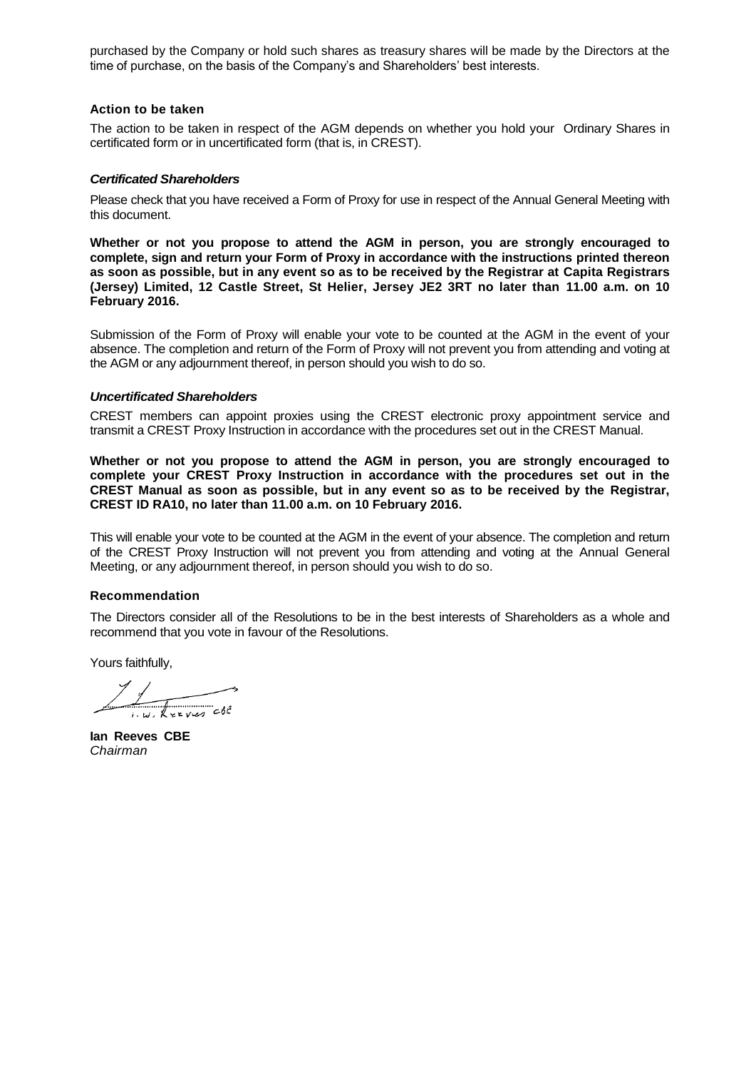purchased by the Company or hold such shares as treasury shares will be made by the Directors at the time of purchase, on the basis of the Company's and Shareholders' best interests.

### Action to be taken

The action to be taken in respect of the AGM depends on whether you hold your Ordinary Shares in certificated form or in uncertificated form (that is, in CREST).

#### *Certificated Shareholders*

Please check that you have received a Form of Proxy for use in respect of the Annual General Meeting with this document.

**Whether or not you propose to attend the AGM in person, you are strongly encouraged to complete, sign and return your Form of Proxy in accordance with the instructions printed thereon as soon as possible, but in any event so as to be received by the Registrar at Capita Registrars (Jersey) Limited, 12 Castle Street, St Helier, Jersey JE2 3RT no later than 11.00 a.m. on 10 February 2016.**

Submission of the Form of Proxy will enable your vote to be counted at the AGM in the event of your absence. The completion and return of the Form of Proxy will not prevent you from attending and voting at the AGM or any adjournment thereof, in person should you wish to do so.

#### *Uncertificated Shareholders*

CREST members can appoint proxies using the CREST electronic proxy appointment service and transmit a CREST Proxy Instruction in accordance with the procedures set out in the CREST Manual.

**Whether or not you propose to attend the AGM in person, you are strongly encouraged to complete your CREST Proxy Instruction in accordance with the procedures set out in the CREST Manual as soon as possible, but in any event so as to be received by the Registrar, CREST ID RA10, no later than 11.00 a.m. on 10 February 2016.**

This will enable your vote to be counted at the AGM in the event of your absence. The completion and return of the CREST Proxy Instruction will not prevent you from attending and voting at the Annual General Meeting, or any adjournment thereof, in person should you wish to do so.

### Recommendation

The Directors consider all of the Resolutions to be in the best interests of Shareholders as a whole and recommend that you vote in favour of the Resolutions.

Yours faithfully,

**Ian Reeves CBE**
*Chairman*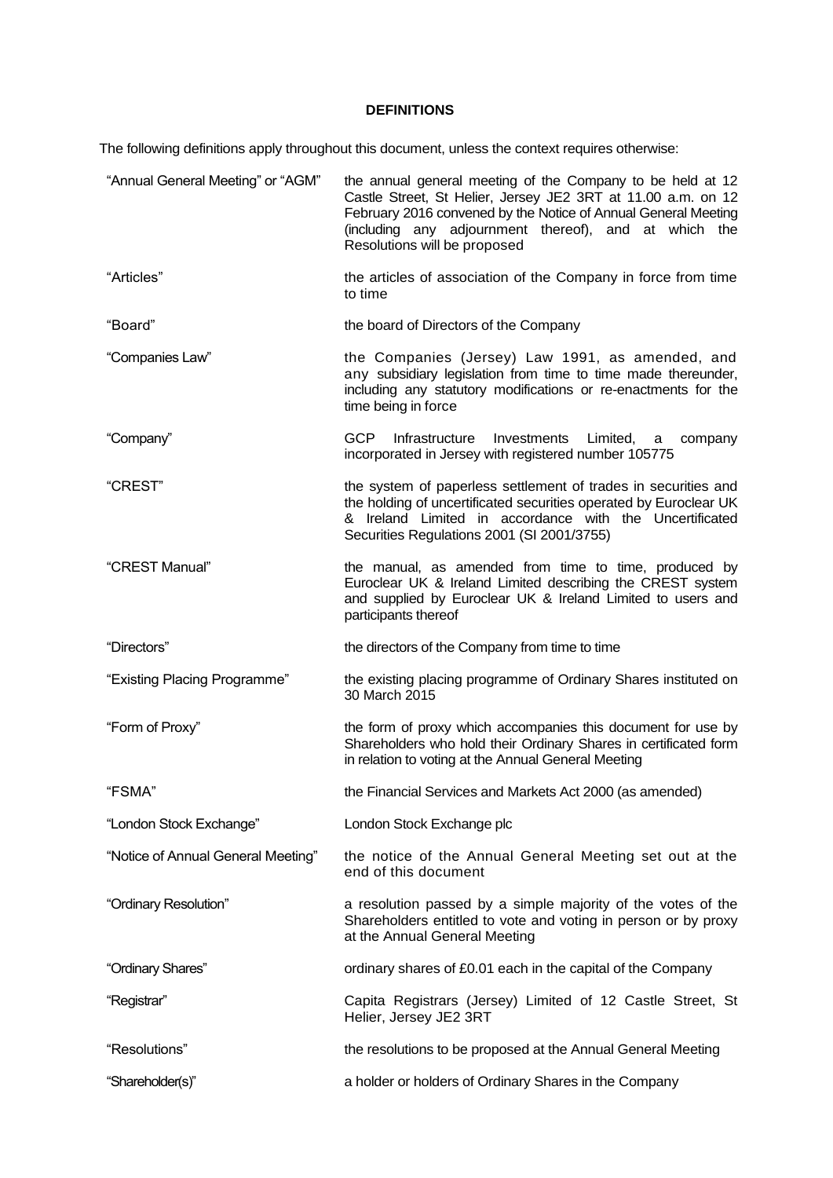**DEFINITIONS**

The following definitions apply throughout this document, unless the context requires otherwise:

| | |
|---|---|
| "Annual General Meeting" or "AGM" | the annual general meeting of the Company to be held at 12 Castle Street, St Helier, Jersey JE2 3RT at 11.00 a.m. on 12 February 2016 convened by the Notice of Annual General Meeting (including any adjournment thereof), and at which the Resolutions will be proposed |
| "Articles" | the articles of association of the Company in force from time to time |
| "Board" | the board of Directors of the Company |
| "Companies Law" | the Companies (Jersey) Law 1991, as amended, and any subsidiary legislation from time to time made thereunder, including any statutory modifications or re-enactments for the time being in force |
| "Company" | GCP Infrastructure Investments Limited, a company incorporated in Jersey with registered number 105775 |
| "CREST" | the system of paperless settlement of trades in securities and the holding of uncertificated securities operated by Euroclear UK & Ireland Limited in accordance with the Uncertificated Securities Regulations 2001 (SI 2001/3755) |
| "CREST Manual" | the manual, as amended from time to time, produced by Euroclear UK & Ireland Limited describing the CREST system and supplied by Euroclear UK & Ireland Limited to users and participants thereof |
| "Directors" | the directors of the Company from time to time |
| "Existing Placing Programme" | the existing placing programme of Ordinary Shares instituted on 30 March 2015 |
| "Form of Proxy" | the form of proxy which accompanies this document for use by Shareholders who hold their Ordinary Shares in certificated form in relation to voting at the Annual General Meeting |
| "FSMA" | the Financial Services and Markets Act 2000 (as amended) |
| "London Stock Exchange" | London Stock Exchange plc |
| "Notice of Annual General Meeting" | the notice of the Annual General Meeting set out at the end of this document |
| "Ordinary Resolution" | a resolution passed by a simple majority of the votes of the Shareholders entitled to vote and voting in person or by proxy at the Annual General Meeting |
| "Ordinary Shares" | ordinary shares of £0.01 each in the capital of the Company |
| "Registrar" | Capita Registrars (Jersey) Limited of 12 Castle Street, St Helier, Jersey JE2 3RT |
| "Resolutions" | the resolutions to be proposed at the Annual General Meeting |
| "Shareholder(s)" | a holder or holders of Ordinary Shares in the Company |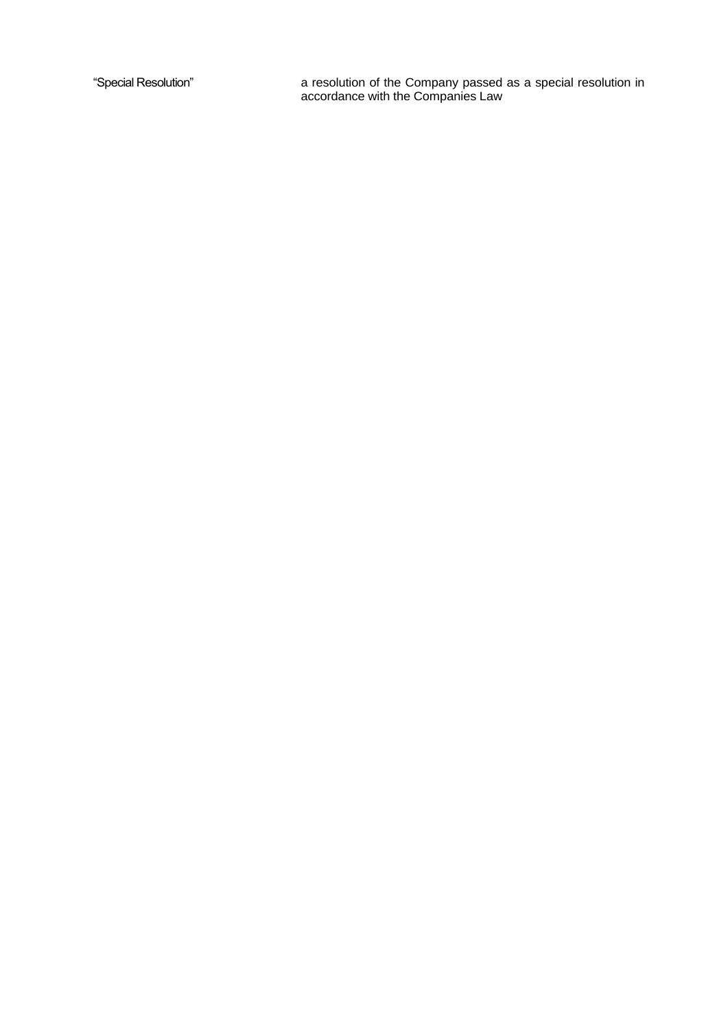| | |
|---|---|
| "Special Resolution" | a resolution of the Company passed as a special resolution in accordance with the Companies Law |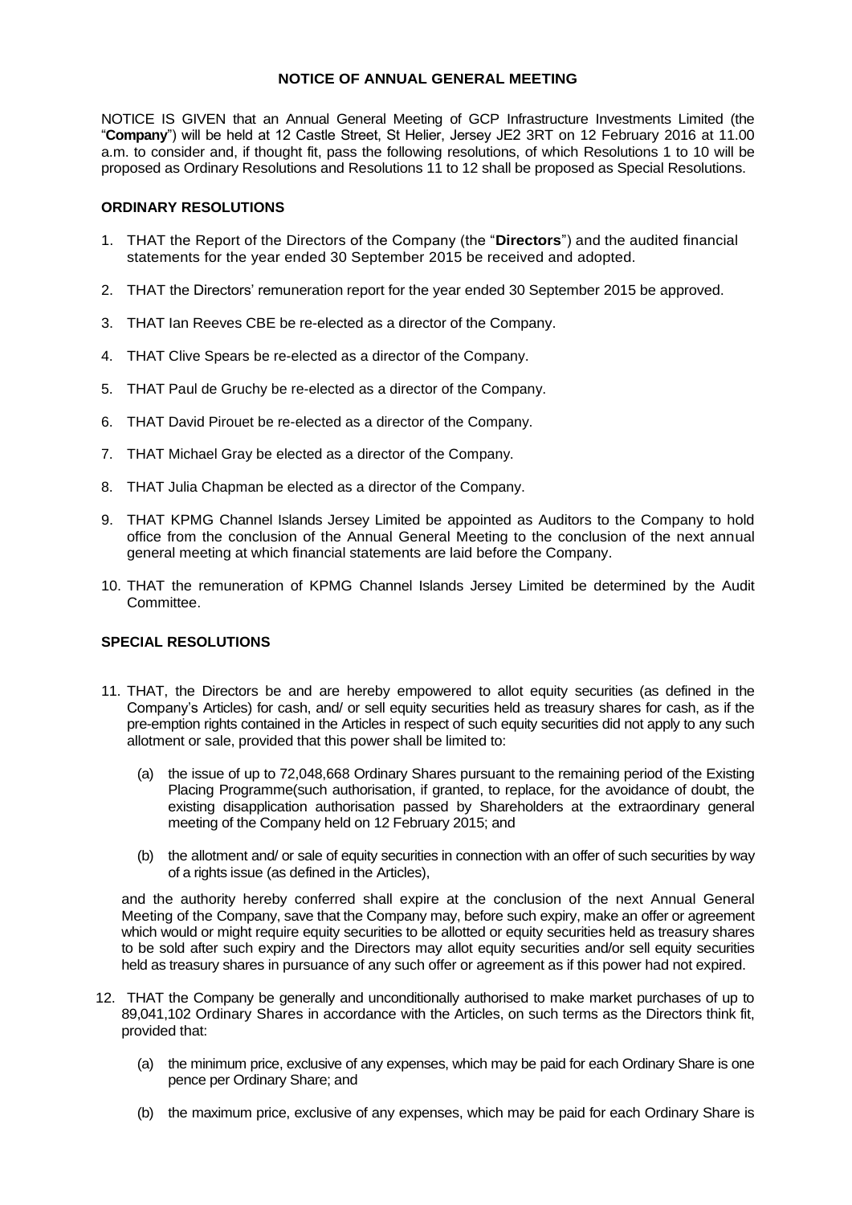**NOTICE OF ANNUAL GENERAL MEETING**

NOTICE IS GIVEN that an Annual General Meeting of GCP Infrastructure Investments Limited (the "**Company**") will be held at 12 Castle Street, St Helier, Jersey JE2 3RT on 12 February 2016 at 11.00 a.m. to consider and, if thought fit, pass the following resolutions, of which Resolutions 1 to 10 will be proposed as Ordinary Resolutions and Resolutions 11 to 12 shall be proposed as Special Resolutions.

**ORDINARY RESOLUTIONS**

1. THAT the Report of the Directors of the Company (the "**Directors**") and the audited financial statements for the year ended 30 September 2015 be received and adopted.
2. THAT the Directors' remuneration report for the year ended 30 September 2015 be approved.
3. THAT Ian Reeves CBE be re-elected as a director of the Company.
4. THAT Clive Spears be re-elected as a director of the Company.
5. THAT Paul de Gruchy be re-elected as a director of the Company.
6. THAT David Pirouet be re-elected as a director of the Company.
7. THAT Michael Gray be elected as a director of the Company.
8. THAT Julia Chapman be elected as a director of the Company.
9. THAT KPMG Channel Islands Jersey Limited be appointed as Auditors to the Company to hold office from the conclusion of the Annual General Meeting to the conclusion of the next annual general meeting at which financial statements are laid before the Company.
10. THAT the remuneration of KPMG Channel Islands Jersey Limited be determined by the Audit Committee.

**SPECIAL RESOLUTIONS**

11. THAT, the Directors be and are hereby empowered to allot equity securities (as defined in the Company's Articles) for cash, and/ or sell equity securities held as treasury shares for cash, as if the pre-emption rights contained in the Articles in respect of such equity securities did not apply to any such allotment or sale, provided that this power shall be limited to:

    (a) the issue of up to 72,048,668 Ordinary Shares pursuant to the remaining period of the Existing Placing Programme(such authorisation, if granted, to replace, for the avoidance of doubt, the existing disapplication authorisation passed by Shareholders at the extraordinary general meeting of the Company held on 12 February 2015; and

    (b) the allotment and/ or sale of equity securities in connection with an offer of such securities by way of a rights issue (as defined in the Articles),

    and the authority hereby conferred shall expire at the conclusion of the next Annual General Meeting of the Company, save that the Company may, before such expiry, make an offer or agreement which would or might require equity securities to be allotted or equity securities held as treasury shares to be sold after such expiry and the Directors may allot equity securities and/or sell equity securities held as treasury shares in pursuance of any such offer or agreement as if this power had not expired.

12. THAT the Company be generally and unconditionally authorised to make market purchases of up to 89,041,102 Ordinary Shares in accordance with the Articles, on such terms as the Directors think fit, provided that:

    (a) the minimum price, exclusive of any expenses, which may be paid for each Ordinary Share is one pence per Ordinary Share; and

    (b) the maximum price, exclusive of any expenses, which may be paid for each Ordinary Share is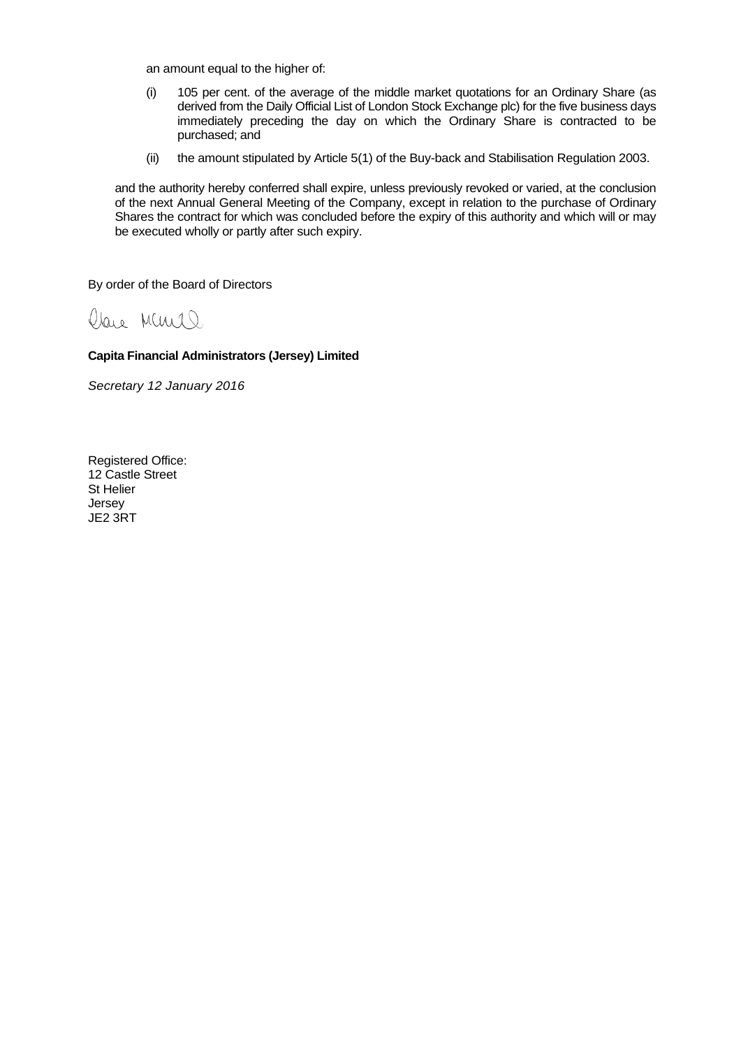an amount equal to the higher of:

(i) 105 per cent. of the average of the middle market quotations for an Ordinary Share (as derived from the Daily Official List of London Stock Exchange plc) for the five business days immediately preceding the day on which the Ordinary Share is contracted to be purchased; and

(ii) the amount stipulated by Article 5(1) of the Buy-back and Stabilisation Regulation 2003.

and the authority hereby conferred shall expire, unless previously revoked or varied, at the conclusion of the next Annual General Meeting of the Company, except in relation to the purchase of Ordinary Shares the contract for which was concluded before the expiry of this authority and which will or may be executed wholly or partly after such expiry.

By order of the Board of Directors

Clare McNeill

**Capita Financial Administrators (Jersey) Limited**

*Secretary 12 January 2016*

Registered Office:
12 Castle Street
St Helier
Jersey
JE2 3RT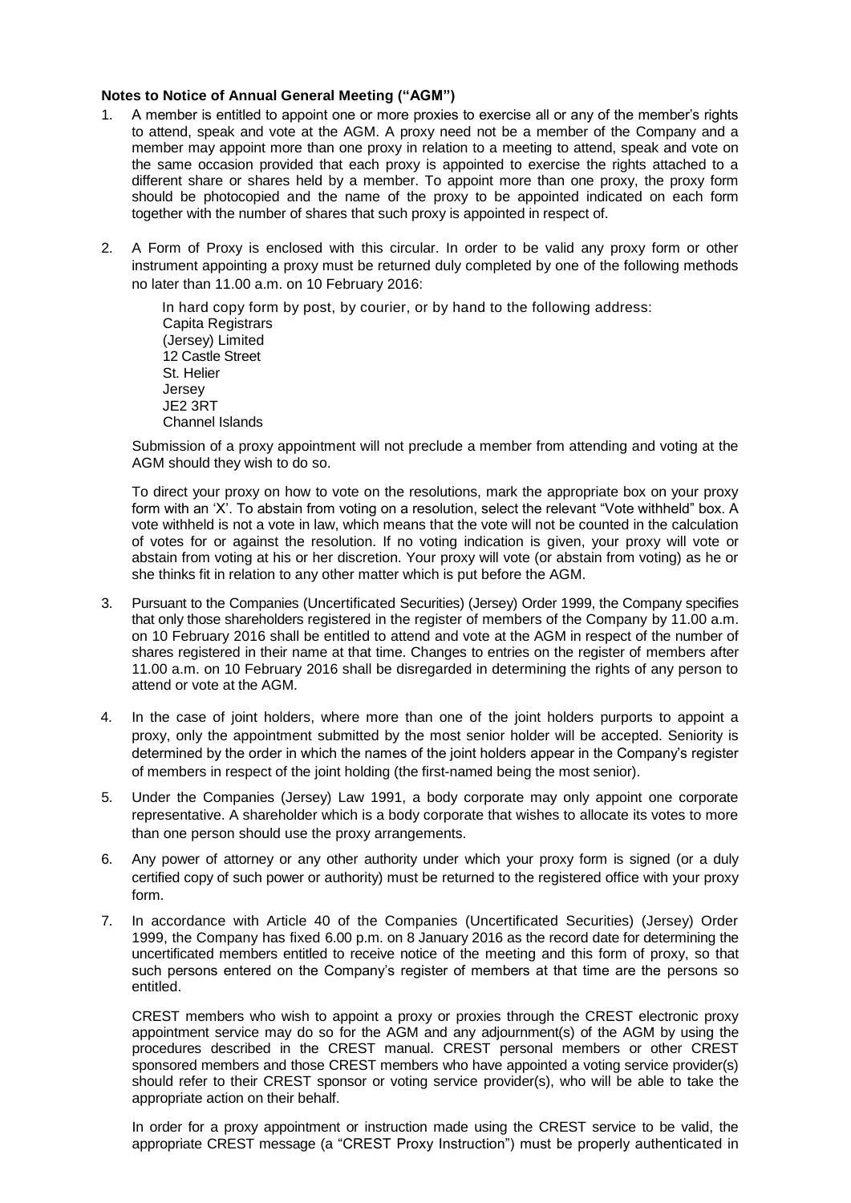**Notes to Notice of Annual General Meeting ("AGM")**

1. A member is entitled to appoint one or more proxies to exercise all or any of the member's rights to attend, speak and vote at the AGM. A proxy need not be a member of the Company and a member may appoint more than one proxy in relation to a meeting to attend, speak and vote on the same occasion provided that each proxy is appointed to exercise the rights attached to a different share or shares held by a member. To appoint more than one proxy, the proxy form should be photocopied and the name of the proxy to be appointed indicated on each form together with the number of shares that such proxy is appointed in respect of.

2. A Form of Proxy is enclosed with this circular. In order to be valid any proxy form or other instrument appointing a proxy must be returned duly completed by one of the following methods no later than 11.00 a.m. on 10 February 2016:

   In hard copy form by post, by courier, or by hand to the following address:
   Capita Registrars
   (Jersey) Limited
   12 Castle Street
   St. Helier
   Jersey
   JE2 3RT
   Channel Islands

   Submission of a proxy appointment will not preclude a member from attending and voting at the AGM should they wish to do so.

   To direct your proxy on how to vote on the resolutions, mark the appropriate box on your proxy form with an 'X'. To abstain from voting on a resolution, select the relevant "Vote withheld" box. A vote withheld is not a vote in law, which means that the vote will not be counted in the calculation of votes for or against the resolution. If no voting indication is given, your proxy will vote or abstain from voting at his or her discretion. Your proxy will vote (or abstain from voting) as he or she thinks fit in relation to any other matter which is put before the AGM.

3. Pursuant to the Companies (Uncertificated Securities) (Jersey) Order 1999, the Company specifies that only those shareholders registered in the register of members of the Company by 11.00 a.m. on 10 February 2016 shall be entitled to attend and vote at the AGM in respect of the number of shares registered in their name at that time. Changes to entries on the register of members after 11.00 a.m. on 10 February 2016 shall be disregarded in determining the rights of any person to attend or vote at the AGM.

4. In the case of joint holders, where more than one of the joint holders purports to appoint a proxy, only the appointment submitted by the most senior holder will be accepted. Seniority is determined by the order in which the names of the joint holders appear in the Company's register of members in respect of the joint holding (the first-named being the most senior).

5. Under the Companies (Jersey) Law 1991, a body corporate may only appoint one corporate representative. A shareholder which is a body corporate that wishes to allocate its votes to more than one person should use the proxy arrangements.

6. Any power of attorney or any other authority under which your proxy form is signed (or a duly certified copy of such power or authority) must be returned to the registered office with your proxy form.

7. In accordance with Article 40 of the Companies (Uncertificated Securities) (Jersey) Order 1999, the Company has fixed 6.00 p.m. on 8 January 2016 as the record date for determining the uncertificated members entitled to receive notice of the meeting and this form of proxy, so that such persons entered on the Company's register of members at that time are the persons so entitled.

   CREST members who wish to appoint a proxy or proxies through the CREST electronic proxy appointment service may do so for the AGM and any adjournment(s) of the AGM by using the procedures described in the CREST manual. CREST personal members or other CREST sponsored members and those CREST members who have appointed a voting service provider(s) should refer to their CREST sponsor or voting service provider(s), who will be able to take the appropriate action on their behalf.

   In order for a proxy appointment or instruction made using the CREST service to be valid, the appropriate CREST message (a "CREST Proxy Instruction") must be properly authenticated in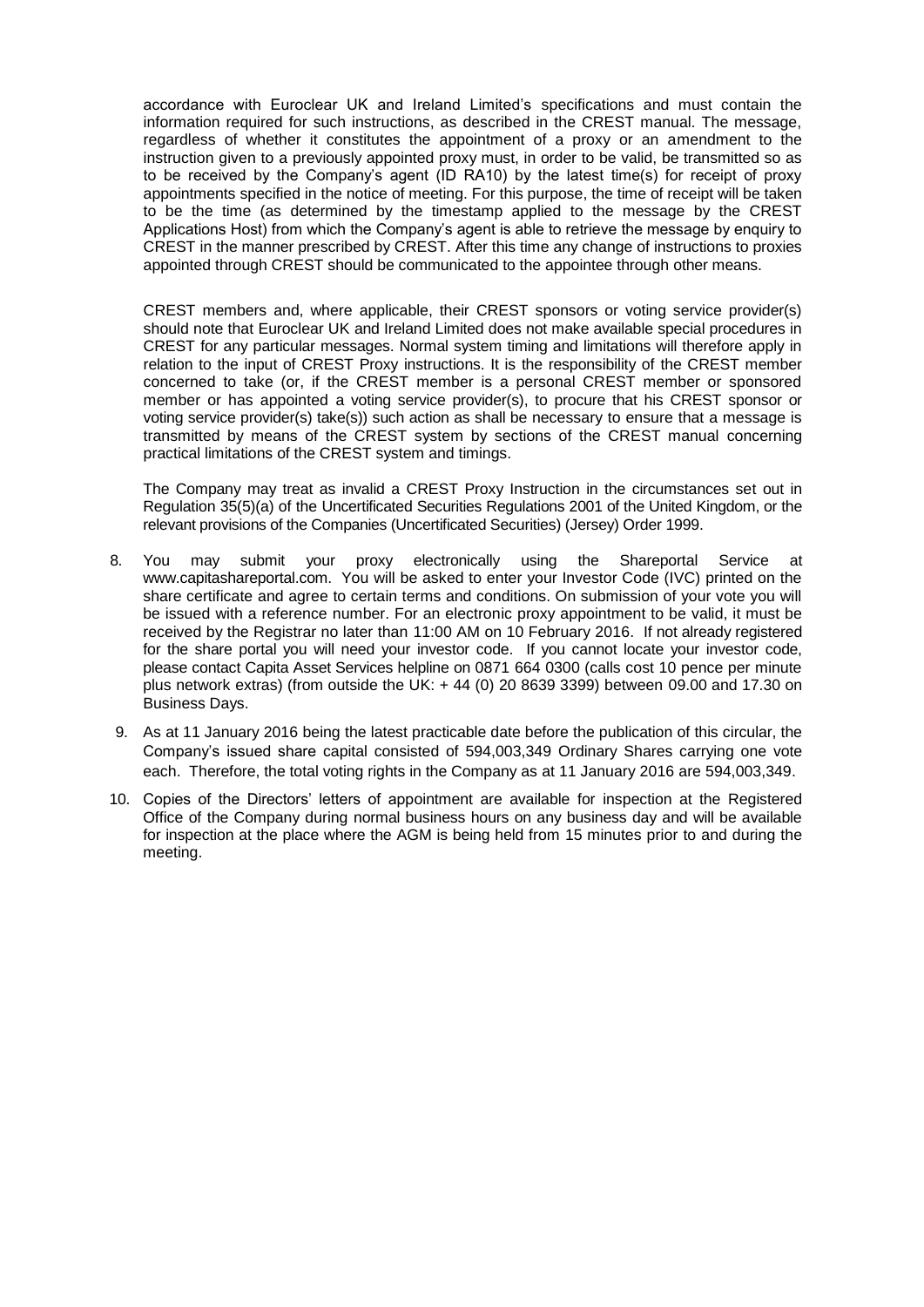accordance with Euroclear UK and Ireland Limited's specifications and must contain the information required for such instructions, as described in the CREST manual. The message, regardless of whether it constitutes the appointment of a proxy or an amendment to the instruction given to a previously appointed proxy must, in order to be valid, be transmitted so as to be received by the Company's agent (ID RA10) by the latest time(s) for receipt of proxy appointments specified in the notice of meeting. For this purpose, the time of receipt will be taken to be the time (as determined by the timestamp applied to the message by the CREST Applications Host) from which the Company's agent is able to retrieve the message by enquiry to CREST in the manner prescribed by CREST. After this time any change of instructions to proxies appointed through CREST should be communicated to the appointee through other means.

CREST members and, where applicable, their CREST sponsors or voting service provider(s) should note that Euroclear UK and Ireland Limited does not make available special procedures in CREST for any particular messages. Normal system timing and limitations will therefore apply in relation to the input of CREST Proxy instructions. It is the responsibility of the CREST member concerned to take (or, if the CREST member is a personal CREST member or sponsored member or has appointed a voting service provider(s), to procure that his CREST sponsor or voting service provider(s) take(s)) such action as shall be necessary to ensure that a message is transmitted by means of the CREST system by sections of the CREST manual concerning practical limitations of the CREST system and timings.

The Company may treat as invalid a CREST Proxy Instruction in the circumstances set out in Regulation 35(5)(a) of the Uncertificated Securities Regulations 2001 of the United Kingdom, or the relevant provisions of the Companies (Uncertificated Securities) (Jersey) Order 1999.

8. You may submit your proxy electronically using the Shareportal Service at www.capitashareportal.com. You will be asked to enter your Investor Code (IVC) printed on the share certificate and agree to certain terms and conditions. On submission of your vote you will be issued with a reference number. For an electronic proxy appointment to be valid, it must be received by the Registrar no later than 11:00 AM on 10 February 2016. If not already registered for the share portal you will need your investor code. If you cannot locate your investor code, please contact Capita Asset Services helpline on 0871 664 0300 (calls cost 10 pence per minute plus network extras) (from outside the UK: + 44 (0) 20 8639 3399) between 09.00 and 17.30 on Business Days.

9. As at 11 January 2016 being the latest practicable date before the publication of this circular, the Company's issued share capital consisted of 594,003,349 Ordinary Shares carrying one vote each. Therefore, the total voting rights in the Company as at 11 January 2016 are 594,003,349.

10. Copies of the Directors' letters of appointment are available for inspection at the Registered Office of the Company during normal business hours on any business day and will be available for inspection at the place where the AGM is being held from 15 minutes prior to and during the meeting.